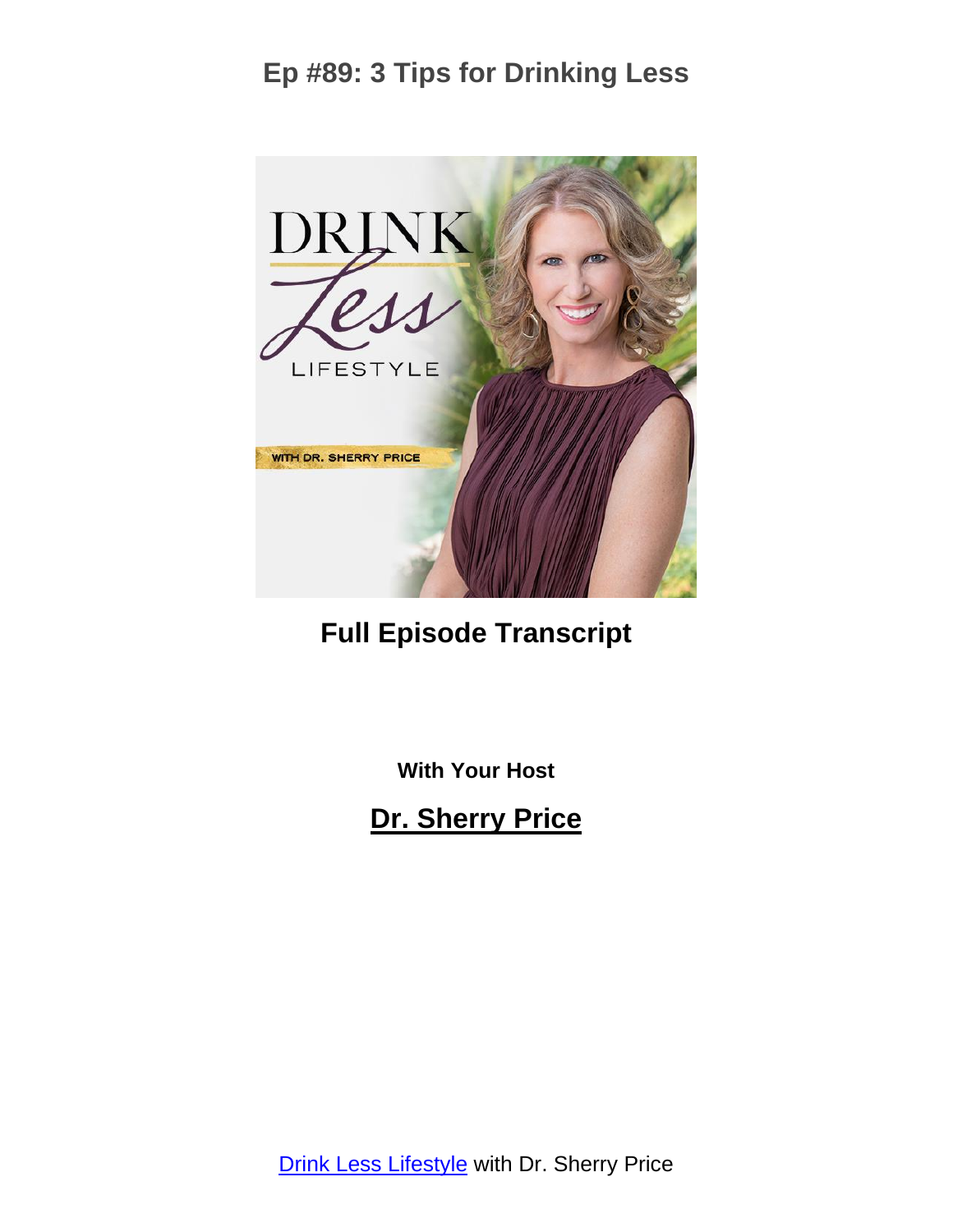# Ep #89: 3 Tips for Drinking Less

**Full Episode Transcript**

**With Your Host**

**Dr. Sherry Price**

Drink Less Lifestyle with Dr. Sherry Price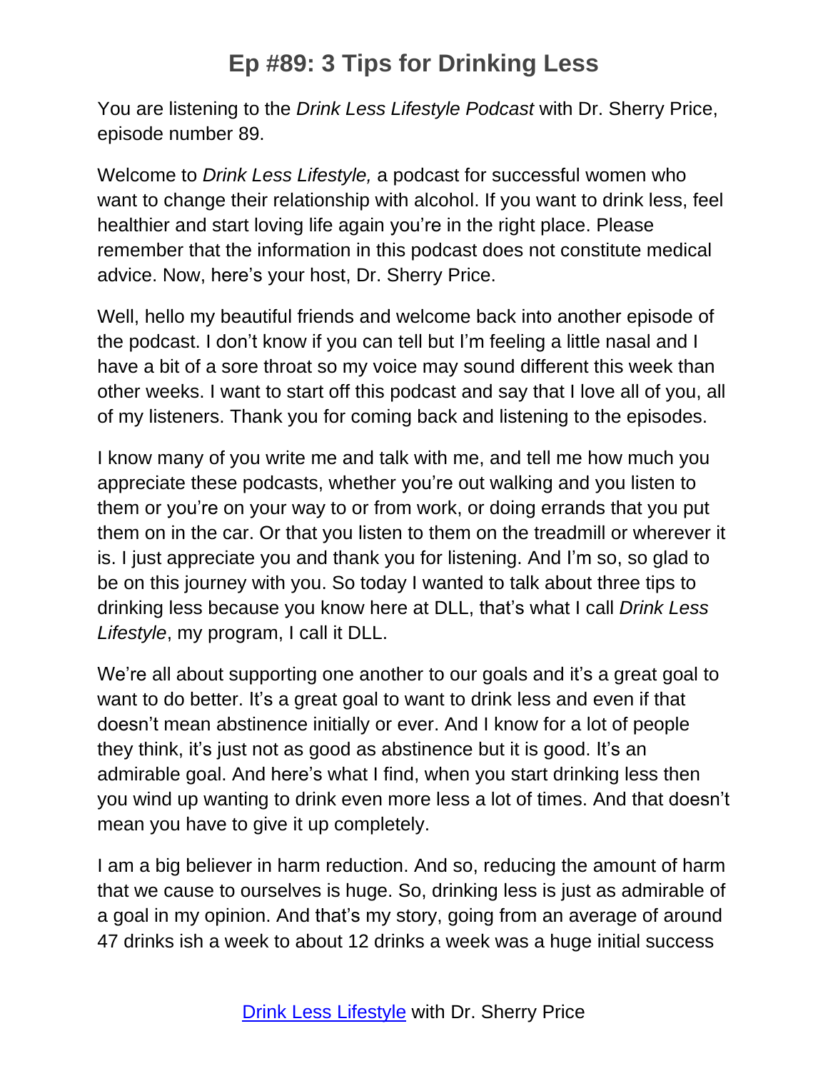# Ep #89: 3 Tips for Drinking Less

You are listening to the *Drink Less Lifestyle Podcast* with Dr. Sherry Price, episode number 89.

Welcome to *Drink Less Lifestyle,* a podcast for successful women who want to change their relationship with alcohol. If you want to drink less, feel healthier and start loving life again you're in the right place. Please remember that the information in this podcast does not constitute medical advice. Now, here's your host, Dr. Sherry Price.

Well, hello my beautiful friends and welcome back into another episode of the podcast. I don't know if you can tell but I'm feeling a little nasal and I have a bit of a sore throat so my voice may sound different this week than other weeks. I want to start off this podcast and say that I love all of you, all of my listeners. Thank you for coming back and listening to the episodes.

I know many of you write me and talk with me, and tell me how much you appreciate these podcasts, whether you're out walking and you listen to them or you're on your way to or from work, or doing errands that you put them on in the car. Or that you listen to them on the treadmill or wherever it is. I just appreciate you and thank you for listening. And I'm so, so glad to be on this journey with you. So today I wanted to talk about three tips to drinking less because you know here at DLL, that's what I call *Drink Less Lifestyle*, my program, I call it DLL.

We're all about supporting one another to our goals and it's a great goal to want to do better. It's a great goal to want to drink less and even if that doesn't mean abstinence initially or ever. And I know for a lot of people they think, it's just not as good as abstinence but it is good. It's an admirable goal. And here's what I find, when you start drinking less then you wind up wanting to drink even more less a lot of times. And that doesn't mean you have to give it up completely.

I am a big believer in harm reduction. And so, reducing the amount of harm that we cause to ourselves is huge. So, drinking less is just as admirable of a goal in my opinion. And that's my story, going from an average of around 47 drinks ish a week to about 12 drinks a week was a huge initial success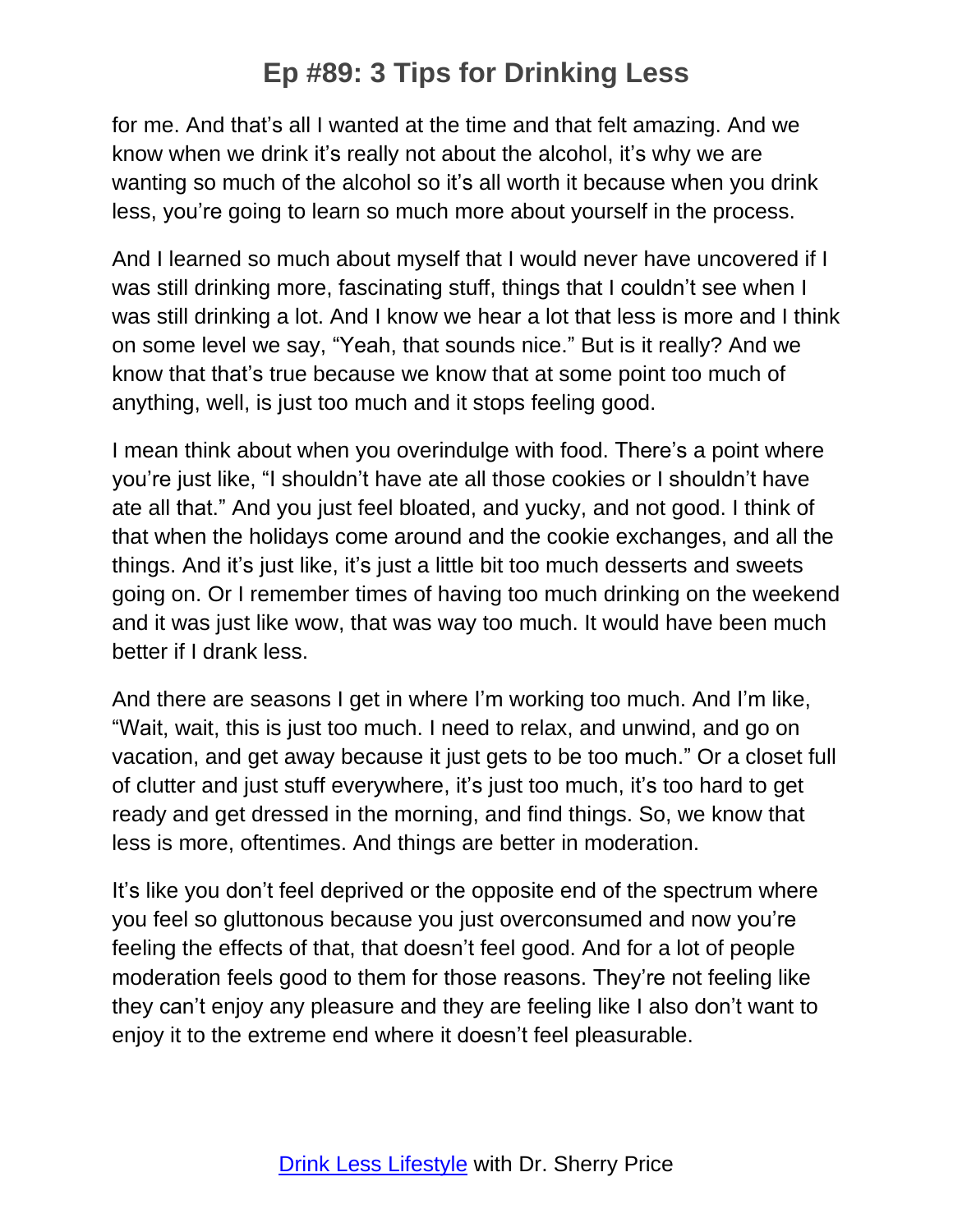for me. And that's all I wanted at the time and that felt amazing. And we know when we drink it's really not about the alcohol, it's why we are wanting so much of the alcohol so it's all worth it because when you drink less, you're going to learn so much more about yourself in the process.

And I learned so much about myself that I would never have uncovered if I was still drinking more, fascinating stuff, things that I couldn't see when I was still drinking a lot. And I know we hear a lot that less is more and I think on some level we say, "Yeah, that sounds nice." But is it really? And we know that that's true because we know that at some point too much of anything, well, is just too much and it stops feeling good.

I mean think about when you overindulge with food. There's a point where you're just like, "I shouldn't have ate all those cookies or I shouldn't have ate all that." And you just feel bloated, and yucky, and not good. I think of that when the holidays come around and the cookie exchanges, and all the things. And it's just like, it's just a little bit too much desserts and sweets going on. Or I remember times of having too much drinking on the weekend and it was just like wow, that was way too much. It would have been much better if I drank less.

And there are seasons I get in where I'm working too much. And I'm like, "Wait, wait, this is just too much. I need to relax, and unwind, and go on vacation, and get away because it just gets to be too much." Or a closet full of clutter and just stuff everywhere, it's just too much, it's too hard to get ready and get dressed in the morning, and find things. So, we know that less is more, oftentimes. And things are better in moderation.

It's like you don't feel deprived or the opposite end of the spectrum where you feel so gluttonous because you just overconsumed and now you're feeling the effects of that, that doesn't feel good. And for a lot of people moderation feels good to them for those reasons. They're not feeling like they can't enjoy any pleasure and they are feeling like I also don't want to enjoy it to the extreme end where it doesn't feel pleasurable.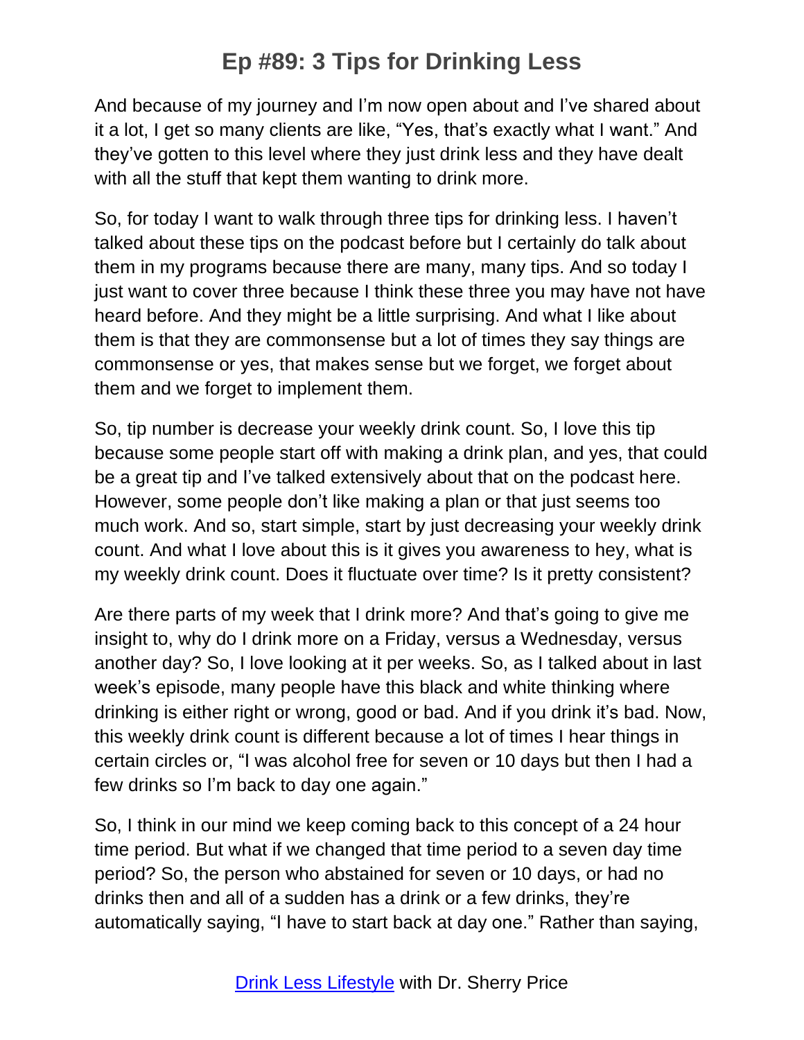And because of my journey and I'm now open about and I've shared about it a lot, I get so many clients are like, "Yes, that's exactly what I want." And they've gotten to this level where they just drink less and they have dealt with all the stuff that kept them wanting to drink more.

So, for today I want to walk through three tips for drinking less. I haven't talked about these tips on the podcast before but I certainly do talk about them in my programs because there are many, many tips. And so today I just want to cover three because I think these three you may have not have heard before. And they might be a little surprising. And what I like about them is that they are commonsense but a lot of times they say things are commonsense or yes, that makes sense but we forget, we forget about them and we forget to implement them.

So, tip number is decrease your weekly drink count. So, I love this tip because some people start off with making a drink plan, and yes, that could be a great tip and I've talked extensively about that on the podcast here. However, some people don't like making a plan or that just seems too much work. And so, start simple, start by just decreasing your weekly drink count. And what I love about this is it gives you awareness to hey, what is my weekly drink count. Does it fluctuate over time? Is it pretty consistent?

Are there parts of my week that I drink more? And that's going to give me insight to, why do I drink more on a Friday, versus a Wednesday, versus another day? So, I love looking at it per weeks. So, as I talked about in last week's episode, many people have this black and white thinking where drinking is either right or wrong, good or bad. And if you drink it's bad. Now, this weekly drink count is different because a lot of times I hear things in certain circles or, "I was alcohol free for seven or 10 days but then I had a few drinks so I'm back to day one again."

So, I think in our mind we keep coming back to this concept of a 24 hour time period. But what if we changed that time period to a seven day time period? So, the person who abstained for seven or 10 days, or had no drinks then and all of a sudden has a drink or a few drinks, they're automatically saying, "I have to start back at day one." Rather than saying,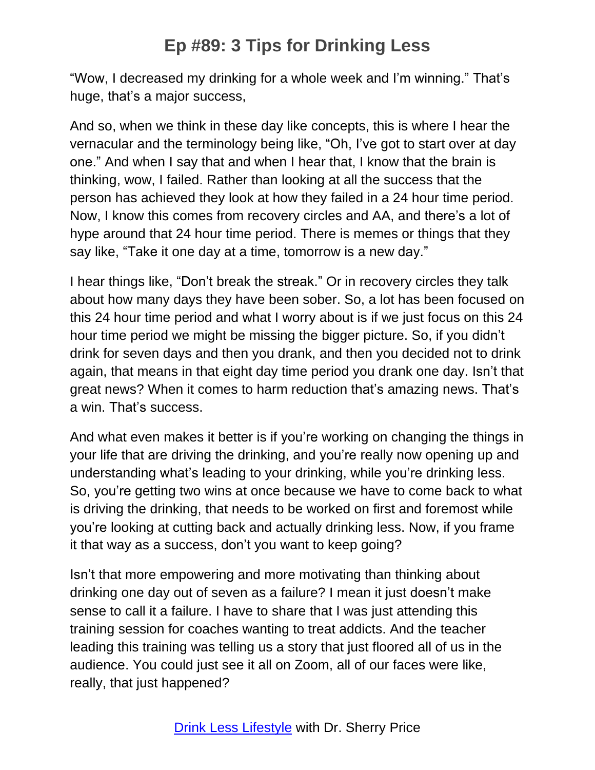"Wow, I decreased my drinking for a whole week and I'm winning." That's huge, that's a major success,

And so, when we think in these day like concepts, this is where I hear the vernacular and the terminology being like, "Oh, I've got to start over at day one." And when I say that and when I hear that, I know that the brain is thinking, wow, I failed. Rather than looking at all the success that the person has achieved they look at how they failed in a 24 hour time period. Now, I know this comes from recovery circles and AA, and there's a lot of hype around that 24 hour time period. There is memes or things that they say like, "Take it one day at a time, tomorrow is a new day."

I hear things like, "Don't break the streak." Or in recovery circles they talk about how many days they have been sober. So, a lot has been focused on this 24 hour time period and what I worry about is if we just focus on this 24 hour time period we might be missing the bigger picture. So, if you didn't drink for seven days and then you drank, and then you decided not to drink again, that means in that eight day time period you drank one day. Isn't that great news? When it comes to harm reduction that's amazing news. That's a win. That's success.

And what even makes it better is if you're working on changing the things in your life that are driving the drinking, and you're really now opening up and understanding what's leading to your drinking, while you're drinking less. So, you're getting two wins at once because we have to come back to what is driving the drinking, that needs to be worked on first and foremost while you're looking at cutting back and actually drinking less. Now, if you frame it that way as a success, don't you want to keep going?

Isn't that more empowering and more motivating than thinking about drinking one day out of seven as a failure? I mean it just doesn't make sense to call it a failure. I have to share that I was just attending this training session for coaches wanting to treat addicts. And the teacher leading this training was telling us a story that just floored all of us in the audience. You could just see it all on Zoom, all of our faces were like, really, that just happened?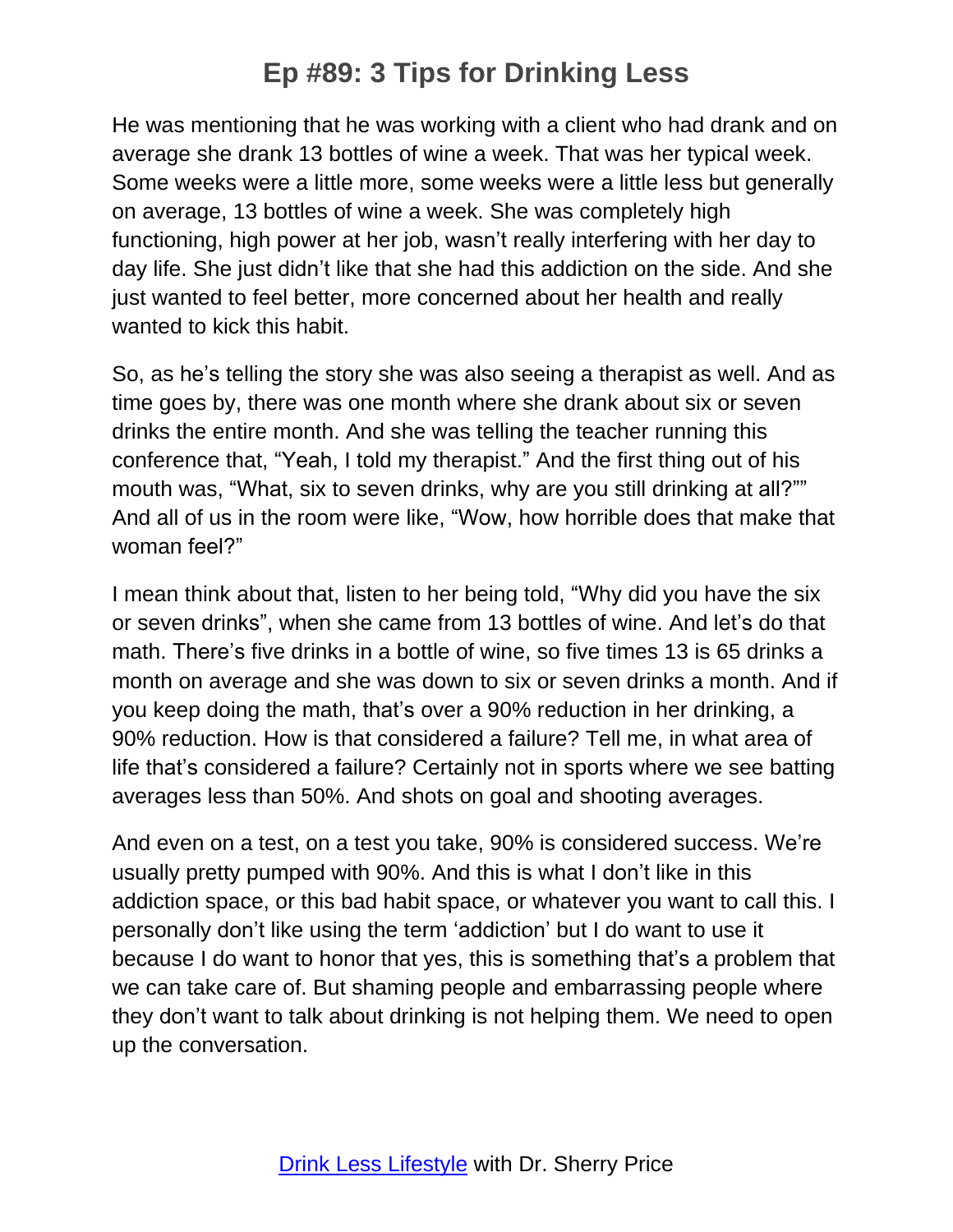He was mentioning that he was working with a client who had drank and on average she drank 13 bottles of wine a week. That was her typical week. Some weeks were a little more, some weeks were a little less but generally on average, 13 bottles of wine a week. She was completely high functioning, high power at her job, wasn't really interfering with her day to day life. She just didn't like that she had this addiction on the side. And she just wanted to feel better, more concerned about her health and really wanted to kick this habit.

So, as he's telling the story she was also seeing a therapist as well. And as time goes by, there was one month where she drank about six or seven drinks the entire month. And she was telling the teacher running this conference that, "Yeah, I told my therapist." And the first thing out of his mouth was, "What, six to seven drinks, why are you still drinking at all?"" And all of us in the room were like, "Wow, how horrible does that make that woman feel?"

I mean think about that, listen to her being told, "Why did you have the six or seven drinks", when she came from 13 bottles of wine. And let's do that math. There's five drinks in a bottle of wine, so five times 13 is 65 drinks a month on average and she was down to six or seven drinks a month. And if you keep doing the math, that's over a 90% reduction in her drinking, a 90% reduction. How is that considered a failure? Tell me, in what area of life that's considered a failure? Certainly not in sports where we see batting averages less than 50%. And shots on goal and shooting averages.

And even on a test, on a test you take, 90% is considered success. We're usually pretty pumped with 90%. And this is what I don't like in this addiction space, or this bad habit space, or whatever you want to call this. I personally don't like using the term 'addiction' but I do want to use it because I do want to honor that yes, this is something that's a problem that we can take care of. But shaming people and embarrassing people where they don't want to talk about drinking is not helping them. We need to open up the conversation.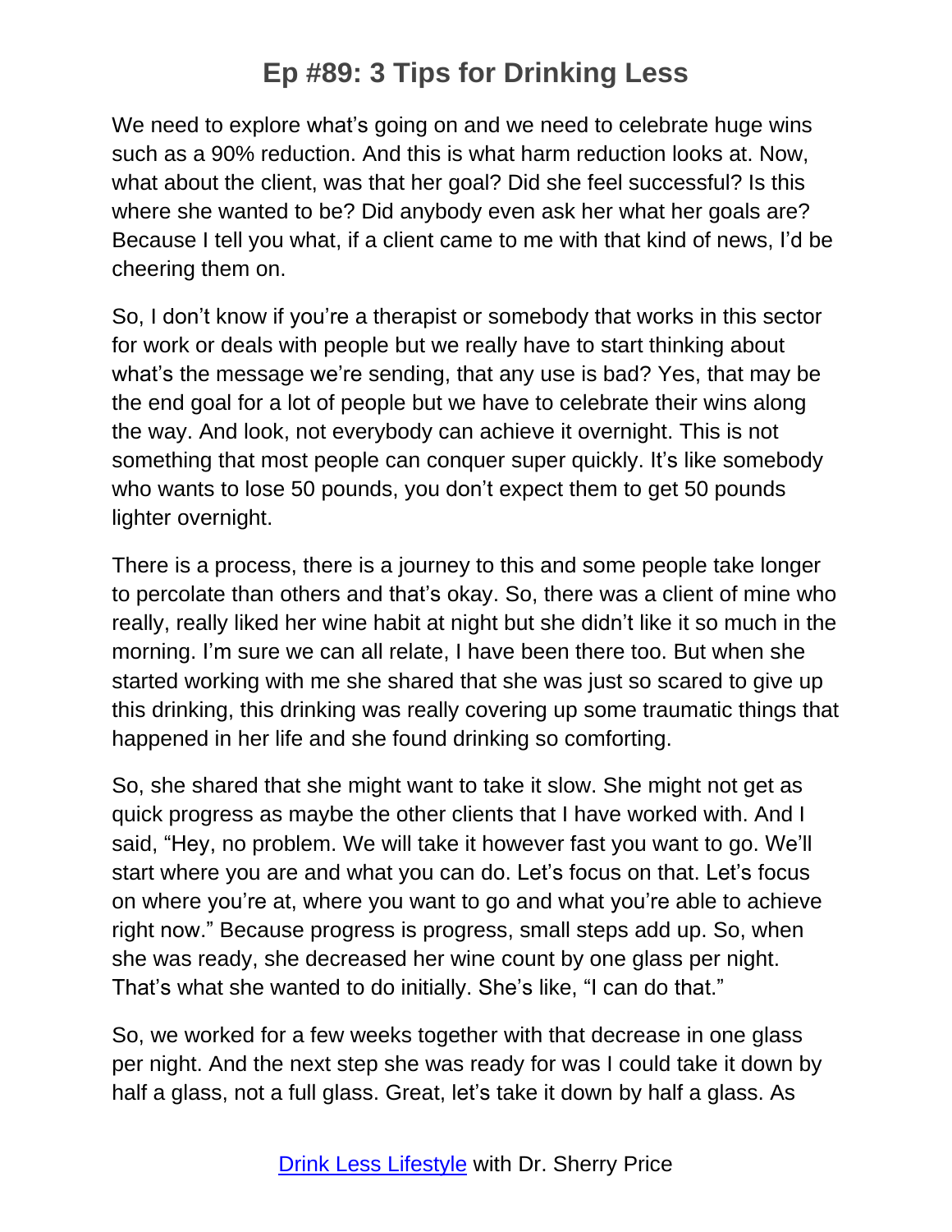We need to explore what's going on and we need to celebrate huge wins such as a 90% reduction. And this is what harm reduction looks at. Now, what about the client, was that her goal? Did she feel successful? Is this where she wanted to be? Did anybody even ask her what her goals are? Because I tell you what, if a client came to me with that kind of news, I'd be cheering them on.

So, I don't know if you're a therapist or somebody that works in this sector for work or deals with people but we really have to start thinking about what's the message we're sending, that any use is bad? Yes, that may be the end goal for a lot of people but we have to celebrate their wins along the way. And look, not everybody can achieve it overnight. This is not something that most people can conquer super quickly. It's like somebody who wants to lose 50 pounds, you don't expect them to get 50 pounds lighter overnight.

There is a process, there is a journey to this and some people take longer to percolate than others and that's okay. So, there was a client of mine who really, really liked her wine habit at night but she didn't like it so much in the morning. I'm sure we can all relate, I have been there too. But when she started working with me she shared that she was just so scared to give up this drinking, this drinking was really covering up some traumatic things that happened in her life and she found drinking so comforting.

So, she shared that she might want to take it slow. She might not get as quick progress as maybe the other clients that I have worked with. And I said, "Hey, no problem. We will take it however fast you want to go. We'll start where you are and what you can do. Let's focus on that. Let's focus on where you're at, where you want to go and what you're able to achieve right now." Because progress is progress, small steps add up. So, when she was ready, she decreased her wine count by one glass per night. That's what she wanted to do initially. She's like, "I can do that."

So, we worked for a few weeks together with that decrease in one glass per night. And the next step she was ready for was I could take it down by half a glass, not a full glass. Great, let's take it down by half a glass. As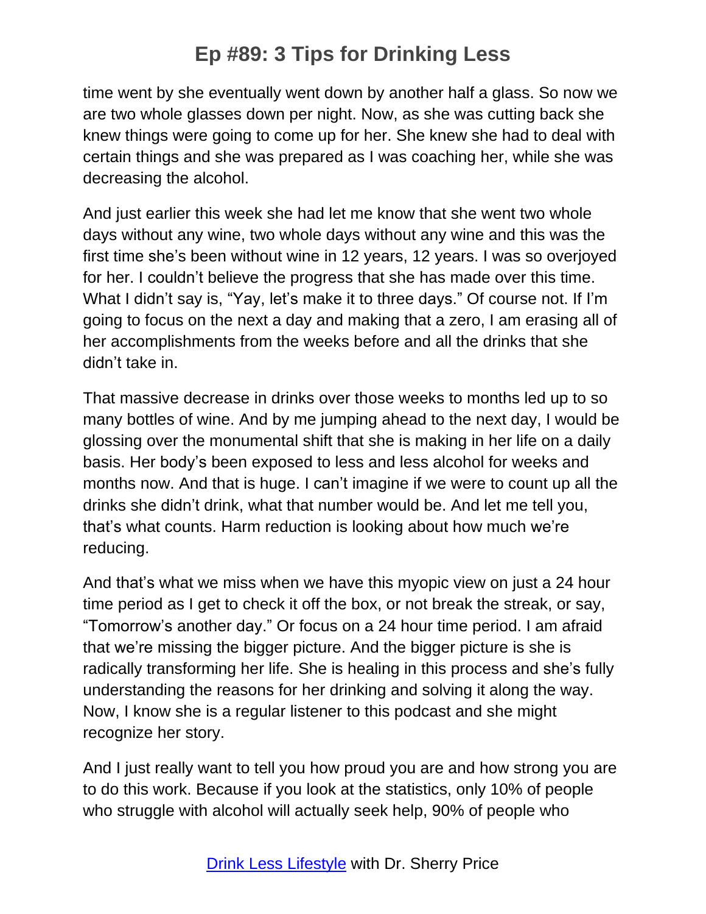time went by she eventually went down by another half a glass. So now we are two whole glasses down per night. Now, as she was cutting back she knew things were going to come up for her. She knew she had to deal with certain things and she was prepared as I was coaching her, while she was decreasing the alcohol.

And just earlier this week she had let me know that she went two whole days without any wine, two whole days without any wine and this was the first time she's been without wine in 12 years, 12 years. I was so overjoyed for her. I couldn't believe the progress that she has made over this time. What I didn't say is, "Yay, let's make it to three days." Of course not. If I'm going to focus on the next a day and making that a zero, I am erasing all of her accomplishments from the weeks before and all the drinks that she didn't take in.

That massive decrease in drinks over those weeks to months led up to so many bottles of wine. And by me jumping ahead to the next day, I would be glossing over the monumental shift that she is making in her life on a daily basis. Her body's been exposed to less and less alcohol for weeks and months now. And that is huge. I can't imagine if we were to count up all the drinks she didn't drink, what that number would be. And let me tell you, that's what counts. Harm reduction is looking about how much we're reducing.

And that's what we miss when we have this myopic view on just a 24 hour time period as I get to check it off the box, or not break the streak, or say, "Tomorrow's another day." Or focus on a 24 hour time period. I am afraid that we're missing the bigger picture. And the bigger picture is she is radically transforming her life. She is healing in this process and she's fully understanding the reasons for her drinking and solving it along the way. Now, I know she is a regular listener to this podcast and she might recognize her story.

And I just really want to tell you how proud you are and how strong you are to do this work. Because if you look at the statistics, only 10% of people who struggle with alcohol will actually seek help, 90% of people who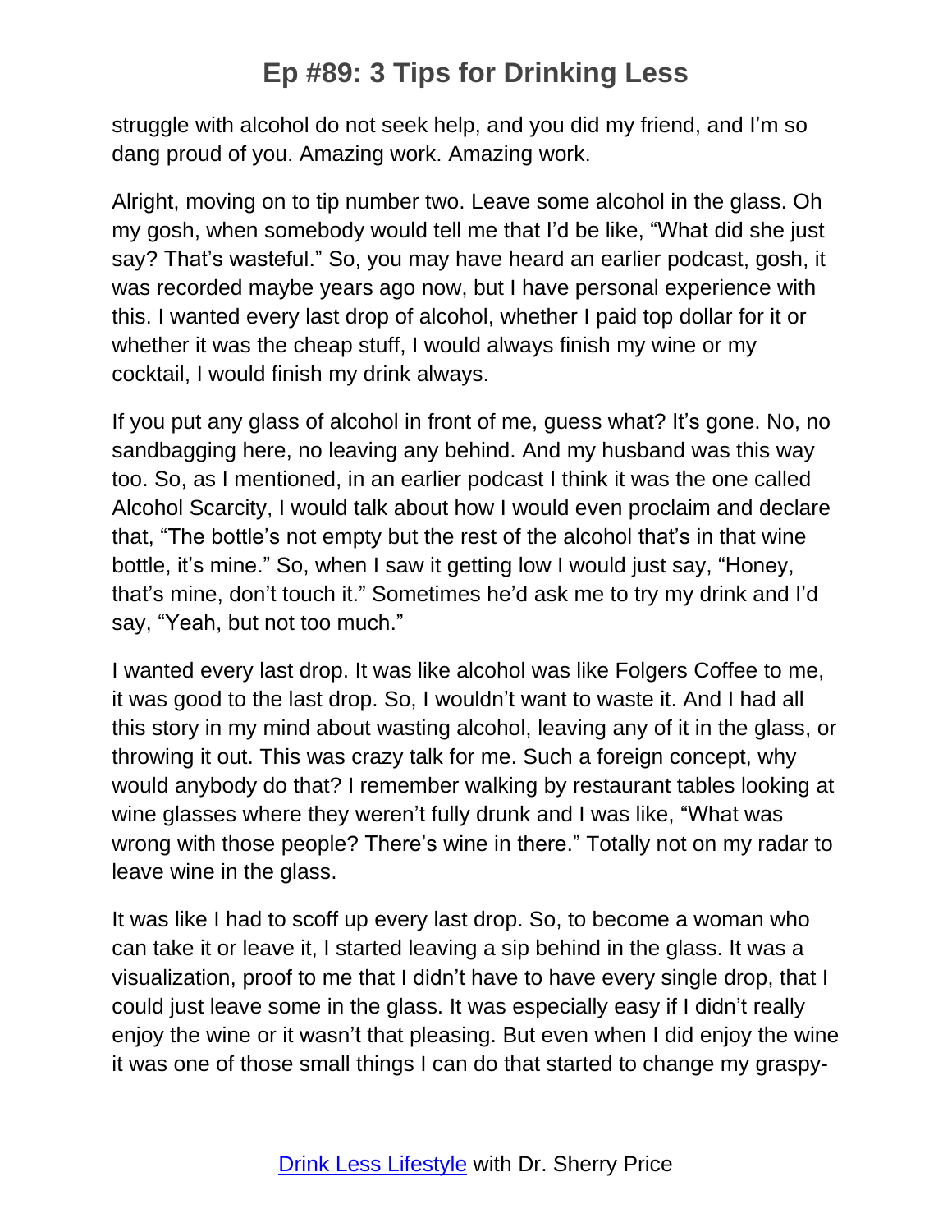struggle with alcohol do not seek help, and you did my friend, and I'm so dang proud of you. Amazing work. Amazing work.

Alright, moving on to tip number two. Leave some alcohol in the glass. Oh my gosh, when somebody would tell me that I'd be like, "What did she just say? That's wasteful." So, you may have heard an earlier podcast, gosh, it was recorded maybe years ago now, but I have personal experience with this. I wanted every last drop of alcohol, whether I paid top dollar for it or whether it was the cheap stuff, I would always finish my wine or my cocktail, I would finish my drink always.

If you put any glass of alcohol in front of me, guess what? It's gone. No, no sandbagging here, no leaving any behind. And my husband was this way too. So, as I mentioned, in an earlier podcast I think it was the one called Alcohol Scarcity, I would talk about how I would even proclaim and declare that, "The bottle's not empty but the rest of the alcohol that's in that wine bottle, it's mine." So, when I saw it getting low I would just say, "Honey, that's mine, don't touch it." Sometimes he'd ask me to try my drink and I'd say, "Yeah, but not too much."

I wanted every last drop. It was like alcohol was like Folgers Coffee to me, it was good to the last drop. So, I wouldn't want to waste it. And I had all this story in my mind about wasting alcohol, leaving any of it in the glass, or throwing it out. This was crazy talk for me. Such a foreign concept, why would anybody do that? I remember walking by restaurant tables looking at wine glasses where they weren't fully drunk and I was like, "What was wrong with those people? There's wine in there." Totally not on my radar to leave wine in the glass.

It was like I had to scoff up every last drop. So, to become a woman who can take it or leave it, I started leaving a sip behind in the glass. It was a visualization, proof to me that I didn't have to have every single drop, that I could just leave some in the glass. It was especially easy if I didn't really enjoy the wine or it wasn't that pleasing. But even when I did enjoy the wine it was one of those small things I can do that started to change my graspy-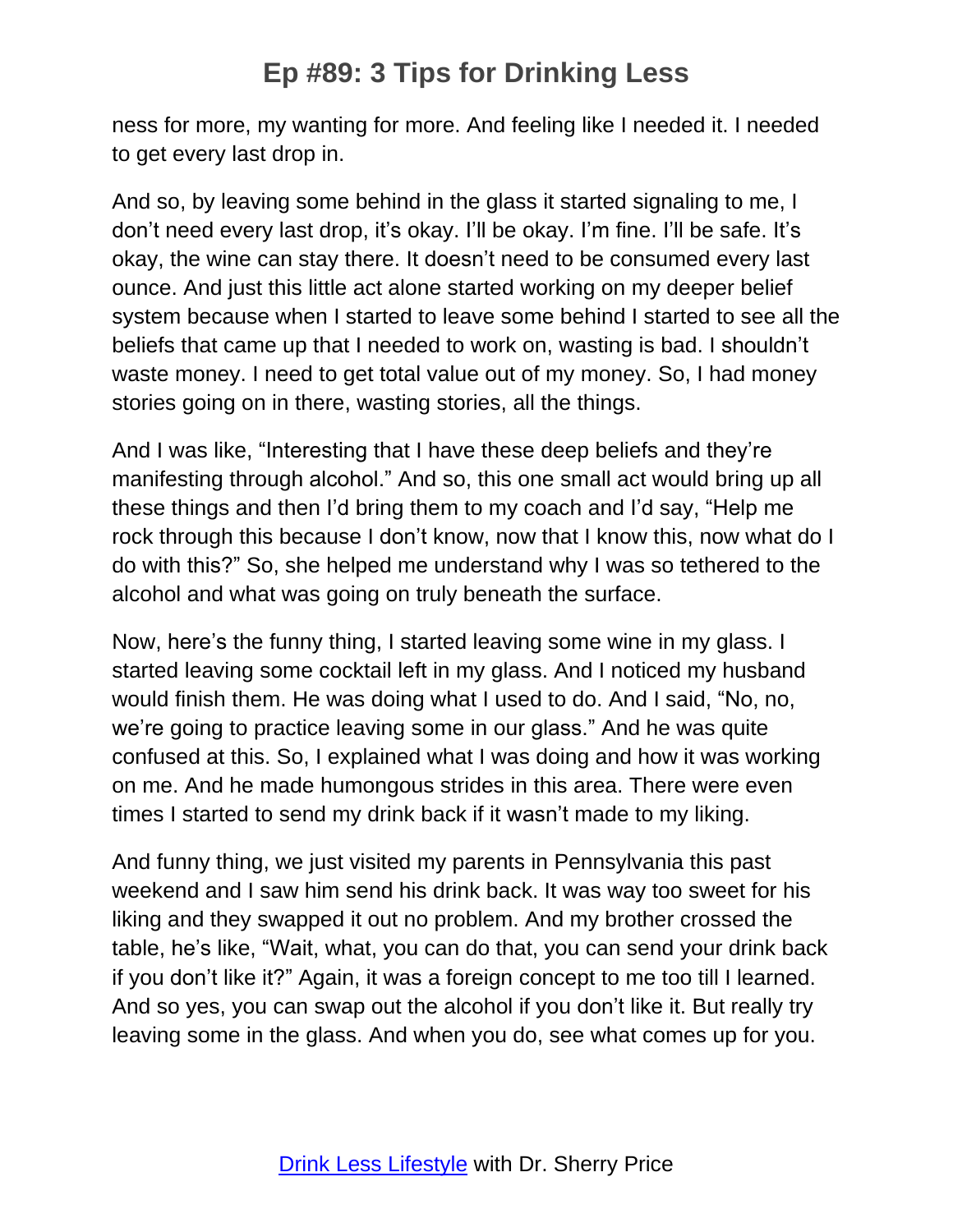ness for more, my wanting for more. And feeling like I needed it. I needed to get every last drop in.

And so, by leaving some behind in the glass it started signaling to me, I don't need every last drop, it's okay. I'll be okay. I'm fine. I'll be safe. It's okay, the wine can stay there. It doesn't need to be consumed every last ounce. And just this little act alone started working on my deeper belief system because when I started to leave some behind I started to see all the beliefs that came up that I needed to work on, wasting is bad. I shouldn't waste money. I need to get total value out of my money. So, I had money stories going on in there, wasting stories, all the things.

And I was like, "Interesting that I have these deep beliefs and they're manifesting through alcohol." And so, this one small act would bring up all these things and then I'd bring them to my coach and I'd say, "Help me rock through this because I don't know, now that I know this, now what do I do with this?" So, she helped me understand why I was so tethered to the alcohol and what was going on truly beneath the surface.

Now, here's the funny thing, I started leaving some wine in my glass. I started leaving some cocktail left in my glass. And I noticed my husband would finish them. He was doing what I used to do. And I said, "No, no, we're going to practice leaving some in our glass." And he was quite confused at this. So, I explained what I was doing and how it was working on me. And he made humongous strides in this area. There were even times I started to send my drink back if it wasn't made to my liking.

And funny thing, we just visited my parents in Pennsylvania this past weekend and I saw him send his drink back. It was way too sweet for his liking and they swapped it out no problem. And my brother crossed the table, he's like, "Wait, what, you can do that, you can send your drink back if you don't like it?" Again, it was a foreign concept to me too till I learned. And so yes, you can swap out the alcohol if you don't like it. But really try leaving some in the glass. And when you do, see what comes up for you.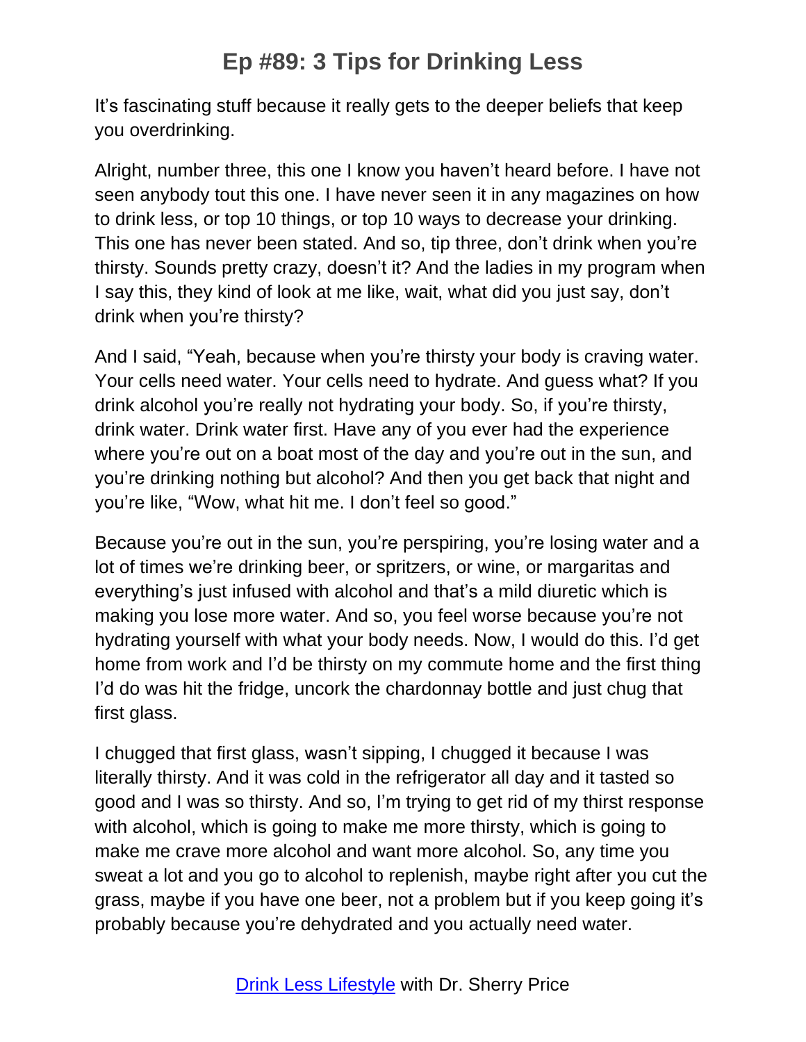It's fascinating stuff because it really gets to the deeper beliefs that keep you overdrinking.

Alright, number three, this one I know you haven't heard before. I have not seen anybody tout this one. I have never seen it in any magazines on how to drink less, or top 10 things, or top 10 ways to decrease your drinking. This one has never been stated. And so, tip three, don't drink when you're thirsty. Sounds pretty crazy, doesn't it? And the ladies in my program when I say this, they kind of look at me like, wait, what did you just say, don't drink when you're thirsty?

And I said, "Yeah, because when you're thirsty your body is craving water. Your cells need water. Your cells need to hydrate. And guess what? If you drink alcohol you're really not hydrating your body. So, if you're thirsty, drink water. Drink water first. Have any of you ever had the experience where you're out on a boat most of the day and you're out in the sun, and you're drinking nothing but alcohol? And then you get back that night and you're like, "Wow, what hit me. I don't feel so good."

Because you're out in the sun, you're perspiring, you're losing water and a lot of times we're drinking beer, or spritzers, or wine, or margaritas and everything's just infused with alcohol and that's a mild diuretic which is making you lose more water. And so, you feel worse because you're not hydrating yourself with what your body needs. Now, I would do this. I'd get home from work and I'd be thirsty on my commute home and the first thing I'd do was hit the fridge, uncork the chardonnay bottle and just chug that first glass.

I chugged that first glass, wasn't sipping, I chugged it because I was literally thirsty. And it was cold in the refrigerator all day and it tasted so good and I was so thirsty. And so, I'm trying to get rid of my thirst response with alcohol, which is going to make me more thirsty, which is going to make me crave more alcohol and want more alcohol. So, any time you sweat a lot and you go to alcohol to replenish, maybe right after you cut the grass, maybe if you have one beer, not a problem but if you keep going it's probably because you're dehydrated and you actually need water.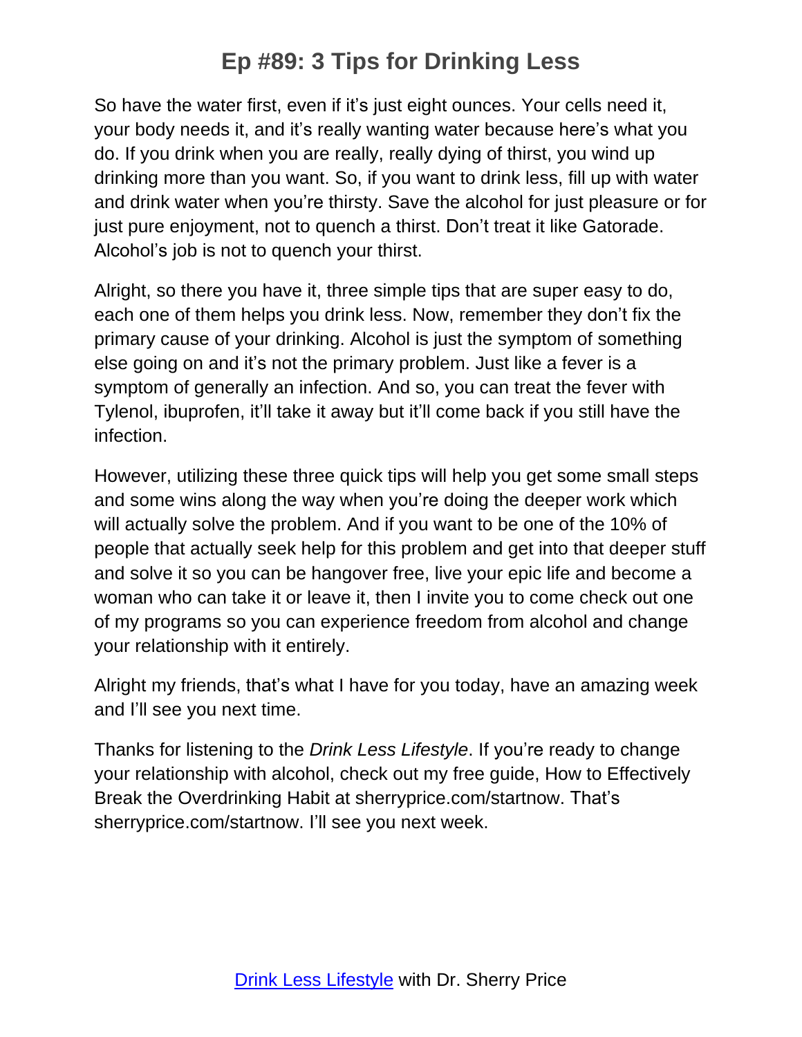So have the water first, even if it's just eight ounces. Your cells need it, your body needs it, and it's really wanting water because here's what you do. If you drink when you are really, really dying of thirst, you wind up drinking more than you want. So, if you want to drink less, fill up with water and drink water when you're thirsty. Save the alcohol for just pleasure or for just pure enjoyment, not to quench a thirst. Don't treat it like Gatorade. Alcohol's job is not to quench your thirst.

Alright, so there you have it, three simple tips that are super easy to do, each one of them helps you drink less. Now, remember they don't fix the primary cause of your drinking. Alcohol is just the symptom of something else going on and it's not the primary problem. Just like a fever is a symptom of generally an infection. And so, you can treat the fever with Tylenol, ibuprofen, it'll take it away but it'll come back if you still have the infection.

However, utilizing these three quick tips will help you get some small steps and some wins along the way when you're doing the deeper work which will actually solve the problem. And if you want to be one of the 10% of people that actually seek help for this problem and get into that deeper stuff and solve it so you can be hangover free, live your epic life and become a woman who can take it or leave it, then I invite you to come check out one of my programs so you can experience freedom from alcohol and change your relationship with it entirely.

Alright my friends, that's what I have for you today, have an amazing week and I'll see you next time.

Thanks for listening to the *Drink Less Lifestyle*. If you're ready to change your relationship with alcohol, check out my free guide, How to Effectively Break the Overdrinking Habit at sherryprice.com/startnow. That's sherryprice.com/startnow. I'll see you next week.